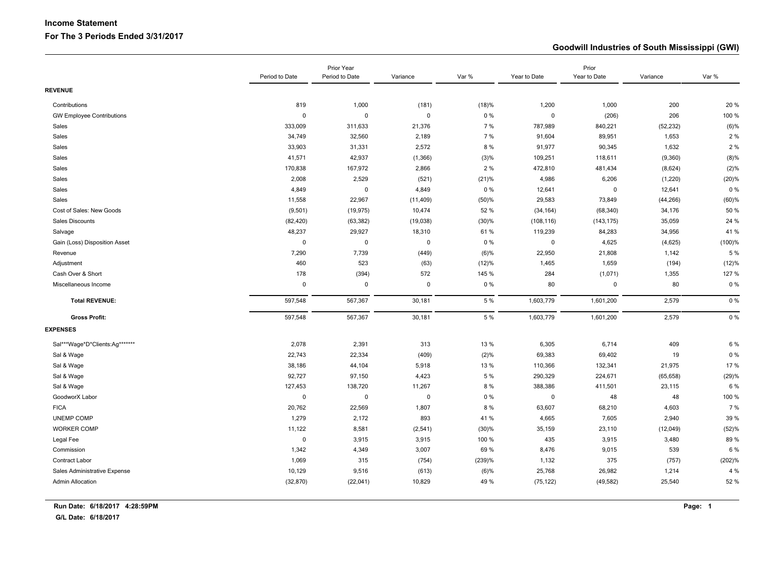**Income Statement**

**For The 3 Periods Ended 3/31/2017**

**Goodwill Industries of South Mississippi (GWI)**

| | Period to Date | Prior Year Period to Date | Variance | Var % | Year to Date | Prior Year to Date | Variance | Var % |
|---|---|---|---|---|---|---|---|---|
| **REVENUE** | | | | | | | | |
| Contributions | 819 | 1,000 | (181) | (18)% | 1,200 | 1,000 | 200 | 20 % |
| GW Employee Contributions | 0 | 0 | 0 | 0 % | 0 | (206) | 206 | 100 % |
| Sales | 333,009 | 311,633 | 21,376 | 7 % | 787,989 | 840,221 | (52,232) | (6)% |
| Sales | 34,749 | 32,560 | 2,189 | 7 % | 91,604 | 89,951 | 1,653 | 2 % |
| Sales | 33,903 | 31,331 | 2,572 | 8 % | 91,977 | 90,345 | 1,632 | 2 % |
| Sales | 41,571 | 42,937 | (1,366) | (3)% | 109,251 | 118,611 | (9,360) | (8)% |
| Sales | 170,838 | 167,972 | 2,866 | 2 % | 472,810 | 481,434 | (8,624) | (2)% |
| Sales | 2,008 | 2,529 | (521) | (21)% | 4,986 | 6,206 | (1,220) | (20)% |
| Sales | 4,849 | 0 | 4,849 | 0 % | 12,641 | 0 | 12,641 | 0 % |
| Sales | 11,558 | 22,967 | (11,409) | (50)% | 29,583 | 73,849 | (44,266) | (60)% |
| Cost of Sales: New Goods | (9,501) | (19,975) | 10,474 | 52 % | (34,164) | (68,340) | 34,176 | 50 % |
| Sales Discounts | (82,420) | (63,382) | (19,038) | (30)% | (108,116) | (143,175) | 35,059 | 24 % |
| Salvage | 48,237 | 29,927 | 18,310 | 61 % | 119,239 | 84,283 | 34,956 | 41 % |
| Gain (Loss) Disposition Asset | 0 | 0 | 0 | 0 % | 0 | 4,625 | (4,625) | (100)% |
| Revenue | 7,290 | 7,739 | (449) | (6)% | 22,950 | 21,808 | 1,142 | 5 % |
| Adjustment | 460 | 523 | (63) | (12)% | 1,465 | 1,659 | (194) | (12)% |
| Cash Over & Short | 178 | (394) | 572 | 145 % | 284 | (1,071) | 1,355 | 127 % |
| Miscellaneous Income | 0 | 0 | 0 | 0 % | 80 | 0 | 80 | 0 % |
| **Total REVENUE:** | 597,548 | 567,367 | 30,181 | 5 % | 1,603,779 | 1,601,200 | 2,579 | 0 % |
| **Gross Profit:** | 597,548 | 567,367 | 30,181 | 5 % | 1,603,779 | 1,601,200 | 2,579 | 0 % |
| **EXPENSES** | | | | | | | | |
| Sal***Wage*D*Clients:Ag******* | 2,078 | 2,391 | 313 | 13 % | 6,305 | 6,714 | 409 | 6 % |
| Sal & Wage | 22,743 | 22,334 | (409) | (2)% | 69,383 | 69,402 | 19 | 0 % |
| Sal & Wage | 38,186 | 44,104 | 5,918 | 13 % | 110,366 | 132,341 | 21,975 | 17 % |
| Sal & Wage | 92,727 | 97,150 | 4,423 | 5 % | 290,329 | 224,671 | (65,658) | (29)% |
| Sal & Wage | 127,453 | 138,720 | 11,267 | 8 % | 388,386 | 411,501 | 23,115 | 6 % |
| GoodworX Labor | 0 | 0 | 0 | 0 % | 0 | 48 | 48 | 100 % |
| FICA | 20,762 | 22,569 | 1,807 | 8 % | 63,607 | 68,210 | 4,603 | 7 % |
| UNEMP COMP | 1,279 | 2,172 | 893 | 41 % | 4,665 | 7,605 | 2,940 | 39 % |
| WORKER COMP | 11,122 | 8,581 | (2,541) | (30)% | 35,159 | 23,110 | (12,049) | (52)% |
| Legal Fee | 0 | 3,915 | 3,915 | 100 % | 435 | 3,915 | 3,480 | 89 % |
| Commission | 1,342 | 4,349 | 3,007 | 69 % | 8,476 | 9,015 | 539 | 6 % |
| Contract Labor | 1,069 | 315 | (754) | (239)% | 1,132 | 375 | (757) | (202)% |
| Sales Administrative Expense | 10,129 | 9,516 | (613) | (6)% | 25,768 | 26,982 | 1,214 | 4 % |
| Admin Allocation | (32,870) | (22,041) | 10,829 | 49 % | (75,122) | (49,582) | 25,540 | 52 % |

**Run Date: 6/18/2017 4:28:59PM**

**G/L Date: 6/18/2017**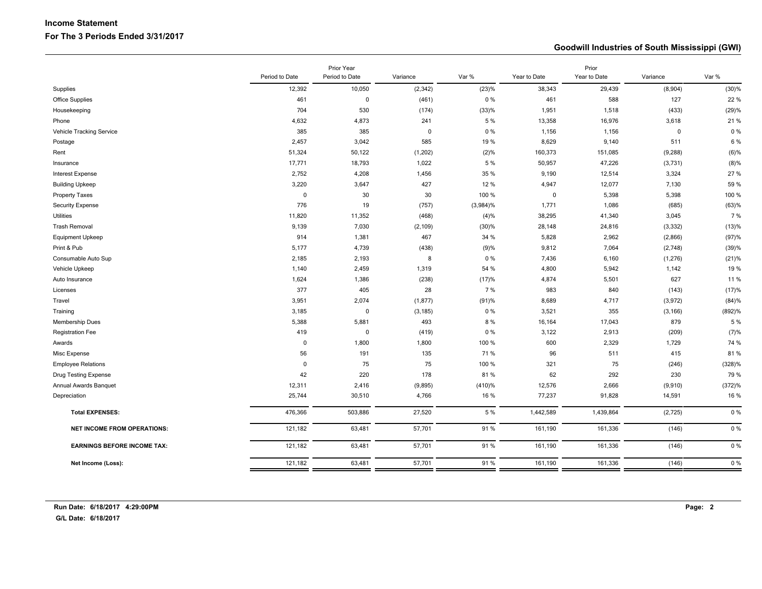## Income Statement

### For The 3 Periods Ended 3/31/2017

**Goodwill Industries of South Mississippi (GWI)**

| | Period to Date | Prior Year Period to Date | Variance | Var % | Year to Date | Prior Year to Date | Variance | Var % |
|---|---|---|---|---|---|---|---|---|
| Supplies | 12,392 | 10,050 | (2,342) | (23)% | 38,343 | 29,439 | (8,904) | (30)% |
| Office Supplies | 461 | 0 | (461) | 0 % | 461 | 588 | 127 | 22 % |
| Housekeeping | 704 | 530 | (174) | (33)% | 1,951 | 1,518 | (433) | (29)% |
| Phone | 4,632 | 4,873 | 241 | 5 % | 13,358 | 16,976 | 3,618 | 21 % |
| Vehicle Tracking Service | 385 | 385 | 0 | 0 % | 1,156 | 1,156 | 0 | 0 % |
| Postage | 2,457 | 3,042 | 585 | 19 % | 8,629 | 9,140 | 511 | 6 % |
| Rent | 51,324 | 50,122 | (1,202) | (2)% | 160,373 | 151,085 | (9,288) | (6)% |
| Insurance | 17,771 | 18,793 | 1,022 | 5 % | 50,957 | 47,226 | (3,731) | (8)% |
| Interest Expense | 2,752 | 4,208 | 1,456 | 35 % | 9,190 | 12,514 | 3,324 | 27 % |
| Building Upkeep | 3,220 | 3,647 | 427 | 12 % | 4,947 | 12,077 | 7,130 | 59 % |
| Property Taxes | 0 | 30 | 30 | 100 % | 0 | 5,398 | 5,398 | 100 % |
| Security Expense | 776 | 19 | (757) | (3,984)% | 1,771 | 1,086 | (685) | (63)% |
| Utilities | 11,820 | 11,352 | (468) | (4)% | 38,295 | 41,340 | 3,045 | 7 % |
| Trash Removal | 9,139 | 7,030 | (2,109) | (30)% | 28,148 | 24,816 | (3,332) | (13)% |
| Equipment Upkeep | 914 | 1,381 | 467 | 34 % | 5,828 | 2,962 | (2,866) | (97)% |
| Print & Pub | 5,177 | 4,739 | (438) | (9)% | 9,812 | 7,064 | (2,748) | (39)% |
| Consumable Auto Sup | 2,185 | 2,193 | 8 | 0 % | 7,436 | 6,160 | (1,276) | (21)% |
| Vehicle Upkeep | 1,140 | 2,459 | 1,319 | 54 % | 4,800 | 5,942 | 1,142 | 19 % |
| Auto Insurance | 1,624 | 1,386 | (238) | (17)% | 4,874 | 5,501 | 627 | 11 % |
| Licenses | 377 | 405 | 28 | 7 % | 983 | 840 | (143) | (17)% |
| Travel | 3,951 | 2,074 | (1,877) | (91)% | 8,689 | 4,717 | (3,972) | (84)% |
| Training | 3,185 | 0 | (3,185) | 0 % | 3,521 | 355 | (3,166) | (892)% |
| Membership Dues | 5,388 | 5,881 | 493 | 8 % | 16,164 | 17,043 | 879 | 5 % |
| Registration Fee | 419 | 0 | (419) | 0 % | 3,122 | 2,913 | (209) | (7)% |
| Awards | 0 | 1,800 | 1,800 | 100 % | 600 | 2,329 | 1,729 | 74 % |
| Misc Expense | 56 | 191 | 135 | 71 % | 96 | 511 | 415 | 81 % |
| Employee Relations | 0 | 75 | 75 | 100 % | 321 | 75 | (246) | (328)% |
| Drug Testing Expense | 42 | 220 | 178 | 81 % | 62 | 292 | 230 | 79 % |
| Annual Awards Banquet | 12,311 | 2,416 | (9,895) | (410)% | 12,576 | 2,666 | (9,910) | (372)% |
| Depreciation | 25,744 | 30,510 | 4,766 | 16 % | 77,237 | 91,828 | 14,591 | 16 % |
| **Total EXPENSES:** | 476,366 | 503,886 | 27,520 | 5 % | 1,442,589 | 1,439,864 | (2,725) | 0 % |
| **NET INCOME FROM OPERATIONS:** | 121,182 | 63,481 | 57,701 | 91 % | 161,190 | 161,336 | (146) | 0 % |
| **EARNINGS BEFORE INCOME TAX:** | 121,182 | 63,481 | 57,701 | 91 % | 161,190 | 161,336 | (146) | 0 % |
| **Net Income (Loss):** | 121,182 | 63,481 | 57,701 | 91 % | 161,190 | 161,336 | (146) | 0 % |

**Run Date: 6/18/2017 4:29:00PM**
**G/L Date: 6/18/2017**